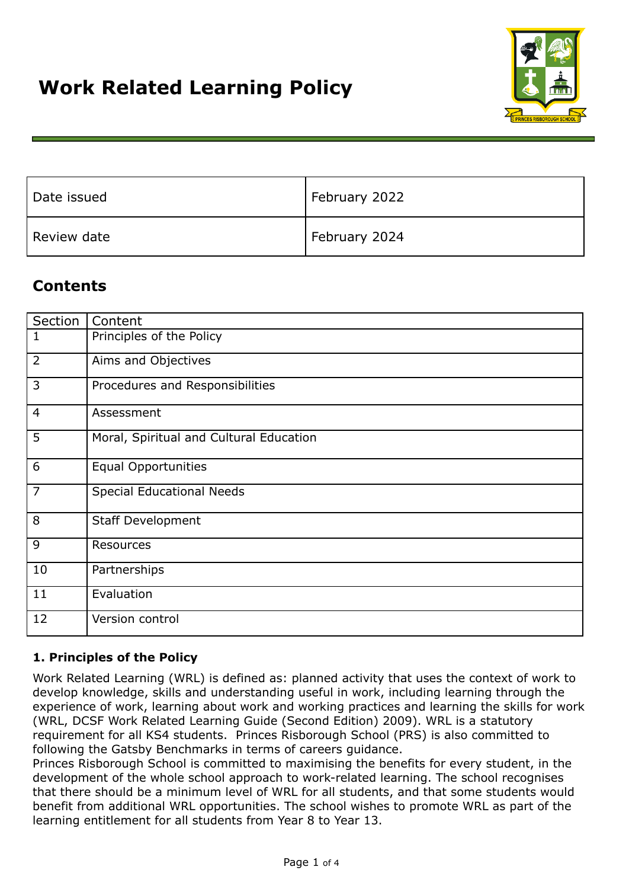# Work Related Learning Policy

| Date issued | February 2022 |
|---|---|
| Review date | February 2024 |

## Contents

| Section | Content |
|---|---|
| 1 | Principles of the Policy |
| 2 | Aims and Objectives |
| 3 | Procedures and Responsibilities |
| 4 | Assessment |
| 5 | Moral, Spiritual and Cultural Education |
| 6 | Equal Opportunities |
| 7 | Special Educational Needs |
| 8 | Staff Development |
| 9 | Resources |
| 10 | Partnerships |
| 11 | Evaluation |
| 12 | Version control |

### 1. Principles of the Policy

Work Related Learning (WRL) is defined as: planned activity that uses the context of work to develop knowledge, skills and understanding useful in work, including learning through the experience of work, learning about work and working practices and learning the skills for work (WRL, DCSF Work Related Learning Guide (Second Edition) 2009). WRL is a statutory requirement for all KS4 students. Princes Risborough School (PRS) is also committed to following the Gatsby Benchmarks in terms of careers guidance.

Princes Risborough School is committed to maximising the benefits for every student, in the development of the whole school approach to work-related learning. The school recognises that there should be a minimum level of WRL for all students, and that some students would benefit from additional WRL opportunities. The school wishes to promote WRL as part of the learning entitlement for all students from Year 8 to Year 13.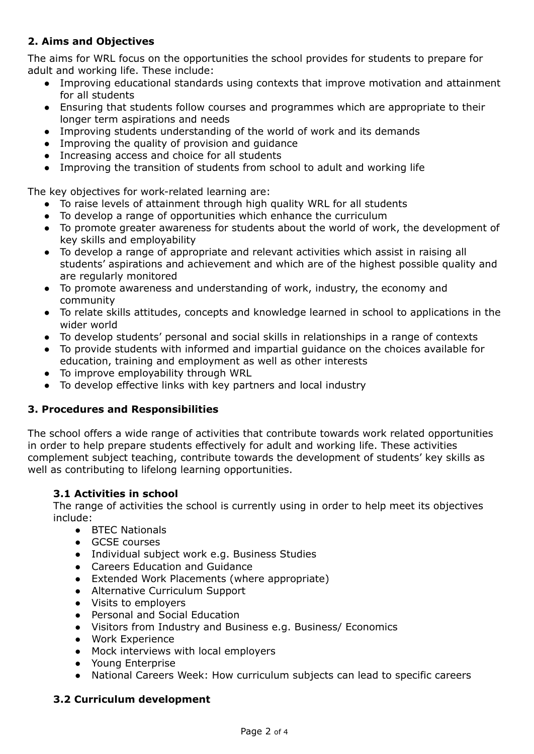## 2. Aims and Objectives

The aims for WRL focus on the opportunities the school provides for students to prepare for adult and working life. These include:

- Improving educational standards using contexts that improve motivation and attainment for all students
- Ensuring that students follow courses and programmes which are appropriate to their longer term aspirations and needs
- Improving students understanding of the world of work and its demands
- Improving the quality of provision and guidance
- Increasing access and choice for all students
- Improving the transition of students from school to adult and working life

The key objectives for work-related learning are:

- To raise levels of attainment through high quality WRL for all students
- To develop a range of opportunities which enhance the curriculum
- To promote greater awareness for students about the world of work, the development of key skills and employability
- To develop a range of appropriate and relevant activities which assist in raising all students' aspirations and achievement and which are of the highest possible quality and are regularly monitored
- To promote awareness and understanding of work, industry, the economy and community
- To relate skills attitudes, concepts and knowledge learned in school to applications in the wider world
- To develop students' personal and social skills in relationships in a range of contexts
- To provide students with informed and impartial guidance on the choices available for education, training and employment as well as other interests
- To improve employability through WRL
- To develop effective links with key partners and local industry

## 3. Procedures and Responsibilities

The school offers a wide range of activities that contribute towards work related opportunities in order to help prepare students effectively for adult and working life. These activities complement subject teaching, contribute towards the development of students' key skills as well as contributing to lifelong learning opportunities.

### 3.1 Activities in school

The range of activities the school is currently using in order to help meet its objectives include:

- BTEC Nationals
- GCSE courses
- Individual subject work e.g. Business Studies
- Careers Education and Guidance
- Extended Work Placements (where appropriate)
- Alternative Curriculum Support
- Visits to employers
- Personal and Social Education
- Visitors from Industry and Business e.g. Business/ Economics
- Work Experience
- Mock interviews with local employers
- Young Enterprise
- National Careers Week: How curriculum subjects can lead to specific careers

### 3.2 Curriculum development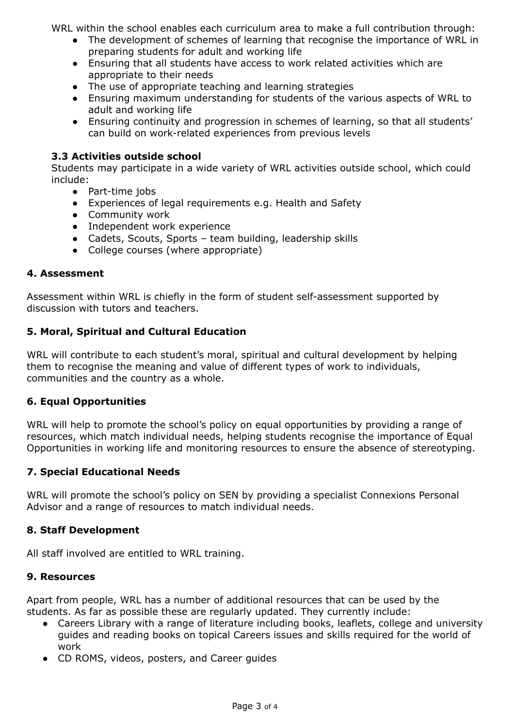WRL within the school enables each curriculum area to make a full contribution through:

- The development of schemes of learning that recognise the importance of WRL in preparing students for adult and working life
- Ensuring that all students have access to work related activities which are appropriate to their needs
- The use of appropriate teaching and learning strategies
- Ensuring maximum understanding for students of the various aspects of WRL to adult and working life
- Ensuring continuity and progression in schemes of learning, so that all students' can build on work-related experiences from previous levels

### 3.3 Activities outside school

Students may participate in a wide variety of WRL activities outside school, which could include:

- Part-time jobs
- Experiences of legal requirements e.g. Health and Safety
- Community work
- Independent work experience
- Cadets, Scouts, Sports – team building, leadership skills
- College courses (where appropriate)

## 4. Assessment

Assessment within WRL is chiefly in the form of student self-assessment supported by discussion with tutors and teachers.

## 5. Moral, Spiritual and Cultural Education

WRL will contribute to each student's moral, spiritual and cultural development by helping them to recognise the meaning and value of different types of work to individuals, communities and the country as a whole.

## 6. Equal Opportunities

WRL will help to promote the school's policy on equal opportunities by providing a range of resources, which match individual needs, helping students recognise the importance of Equal Opportunities in working life and monitoring resources to ensure the absence of stereotyping.

## 7. Special Educational Needs

WRL will promote the school's policy on SEN by providing a specialist Connexions Personal Advisor and a range of resources to match individual needs.

## 8. Staff Development

All staff involved are entitled to WRL training.

## 9. Resources

Apart from people, WRL has a number of additional resources that can be used by the students. As far as possible these are regularly updated. They currently include:

- Careers Library with a range of literature including books, leaflets, college and university guides and reading books on topical Careers issues and skills required for the world of work
- CD ROMS, videos, posters, and Career guides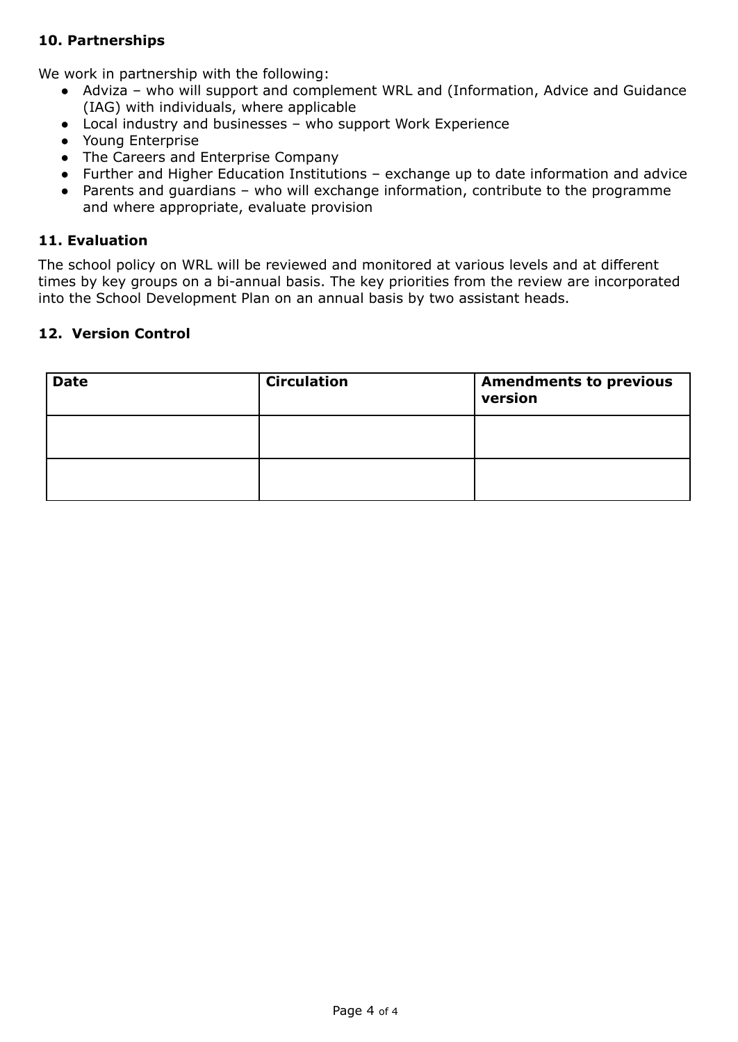### 10. Partnerships

We work in partnership with the following:

- Adviza – who will support and complement WRL and (Information, Advice and Guidance (IAG) with individuals, where applicable
- Local industry and businesses – who support Work Experience
- Young Enterprise
- The Careers and Enterprise Company
- Further and Higher Education Institutions – exchange up to date information and advice
- Parents and guardians – who will exchange information, contribute to the programme and where appropriate, evaluate provision

### 11. Evaluation

The school policy on WRL will be reviewed and monitored at various levels and at different times by key groups on a bi-annual basis. The key priorities from the review are incorporated into the School Development Plan on an annual basis by two assistant heads.

### 12. Version Control

| Date | Circulation | Amendments to previous version |
|---|---|---|
| | | |
| | | |